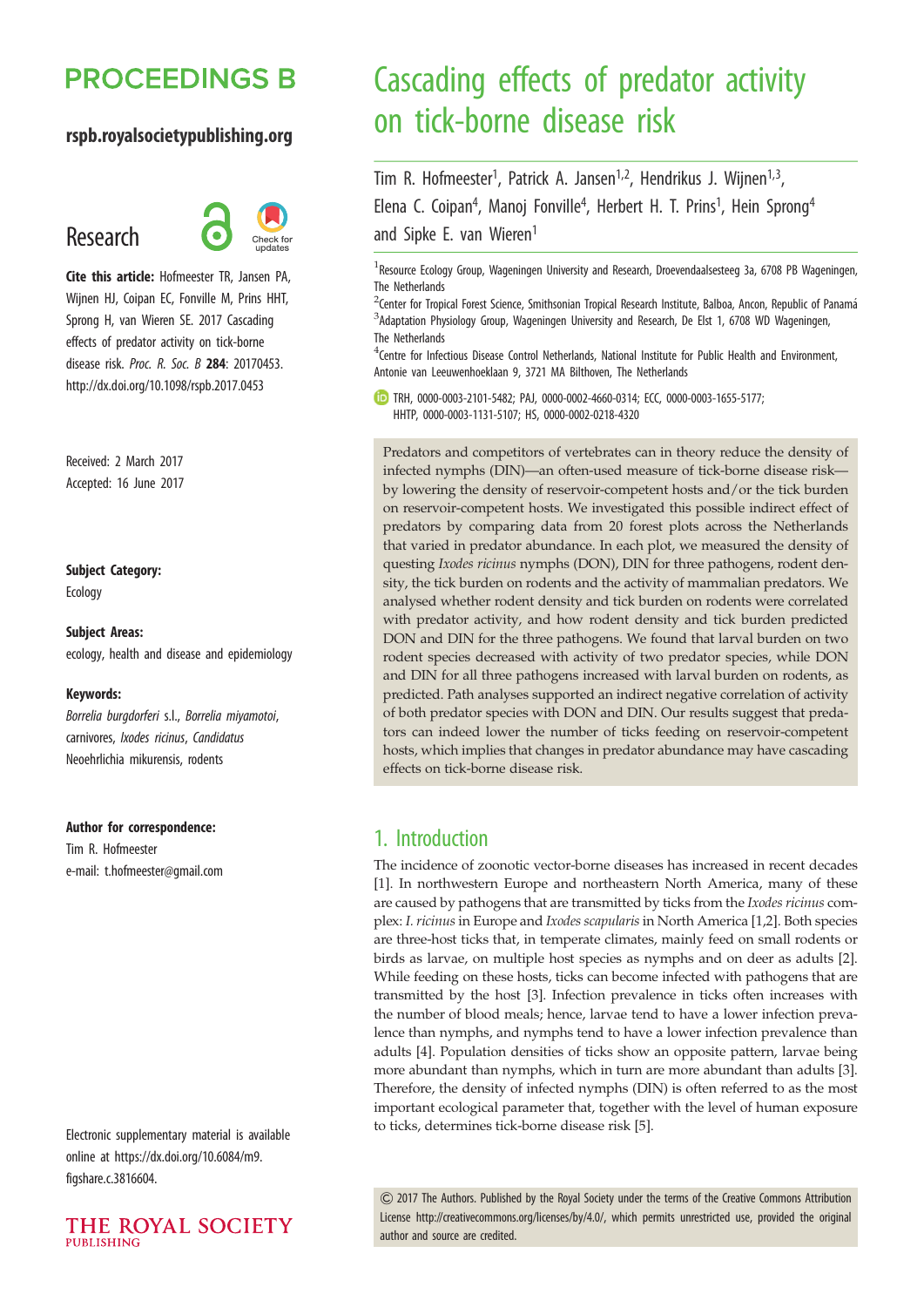# PROCEEDINGS B

**rspb.royalsocietypublishing.org**

## Research

**Cite this article:** Hofmeester TR, Jansen PA, Wijnen HJ, Coipan EC, Fonville M, Prins HHT, Sprong H, van Wieren SE. 2017 Cascading effects of predator activity on tick-borne disease risk. *Proc. R. Soc. B* **284**: 20170453. http://dx.doi.org/10.1098/rspb.2017.0453

Received: 2 March 2017
Accepted: 16 June 2017

**Subject Category:**
Ecology

**Subject Areas:**
ecology, health and disease and epidemiology

**Keywords:**
*Borrelia burgdorferi* s.l., *Borrelia miyamotoi*, carnivores, *Ixodes ricinus*, *Candidatus* Neoehrlichia mikurensis, rodents

**Author for correspondence:**
Tim R. Hofmeester
e-mail: t.hofmeester@gmail.com

Electronic supplementary material is available online at https://dx.doi.org/10.6084/m9.figshare.c.3816604.

# Cascading effects of predator activity on tick-borne disease risk

Tim R. Hofmeester[1], Patrick A. Jansen[1,2], Hendrikus J. Wijnen[1,3], Elena C. Coipan[4], Manoj Fonville[4], Herbert H. T. Prins[1], Hein Sprong[4] and Sipke E. van Wieren[1]

[1]Resource Ecology Group, Wageningen University and Research, Droevendaalsesteeg 3a, 6708 PB Wageningen, The Netherlands
[2]Center for Tropical Forest Science, Smithsonian Tropical Research Institute, Balboa, Ancon, Republic of Panamá
[3]Adaptation Physiology Group, Wageningen University and Research, De Elst 1, 6708 WD Wageningen, The Netherlands
[4]Centre for Infectious Disease Control Netherlands, National Institute for Public Health and Environment, Antonie van Leeuwenhoeklaan 9, 3721 MA Bilthoven, The Netherlands

TRH, 0000-0003-2101-5482; PAJ, 0000-0002-4660-0314; ECC, 0000-0003-1655-5177; HHTP, 0000-0003-1131-5107; HS, 0000-0002-0218-4320

Predators and competitors of vertebrates can in theory reduce the density of infected nymphs (DIN)—an often-used measure of tick-borne disease risk—by lowering the density of reservoir-competent hosts and/or the tick burden on reservoir-competent hosts. We investigated this possible indirect effect of predators by comparing data from 20 forest plots across the Netherlands that varied in predator abundance. In each plot, we measured the density of questing *Ixodes ricinus* nymphs (DON), DIN for three pathogens, rodent density, the tick burden on rodents and the activity of mammalian predators. We analysed whether rodent density and tick burden on rodents were correlated with predator activity, and how rodent density and tick burden predicted DON and DIN for the three pathogens. We found that larval burden on two rodent species decreased with activity of two predator species, while DON and DIN for all three pathogens increased with larval burden on rodents, as predicted. Path analyses supported an indirect negative correlation of activity of both predator species with DON and DIN. Our results suggest that predators can indeed lower the number of ticks feeding on reservoir-competent hosts, which implies that changes in predator abundance may have cascading effects on tick-borne disease risk.

## 1. Introduction

The incidence of zoonotic vector-borne diseases has increased in recent decades [1]. In northwestern Europe and northeastern North America, many of these are caused by pathogens that are transmitted by ticks from the *Ixodes ricinus* complex: *I. ricinus* in Europe and *Ixodes scapularis* in North America [1,2]. Both species are three-host ticks that, in temperate climates, mainly feed on small rodents or birds as larvae, on multiple host species as nymphs and on deer as adults [2]. While feeding on these hosts, ticks can become infected with pathogens that are transmitted by the host [3]. Infection prevalence in ticks often increases with the number of blood meals; hence, larvae tend to have a lower infection prevalence than nymphs, and nymphs tend to have a lower infection prevalence than adults [4]. Population densities of ticks show an opposite pattern, larvae being more abundant than nymphs, which in turn are more abundant than adults [3]. Therefore, the density of infected nymphs (DIN) is often referred to as the most important ecological parameter that, together with the level of human exposure to ticks, determines tick-borne disease risk [5].

© 2017 The Authors. Published by the Royal Society under the terms of the Creative Commons Attribution License http://creativecommons.org/licenses/by/4.0/, which permits unrestricted use, provided the original author and source are credited.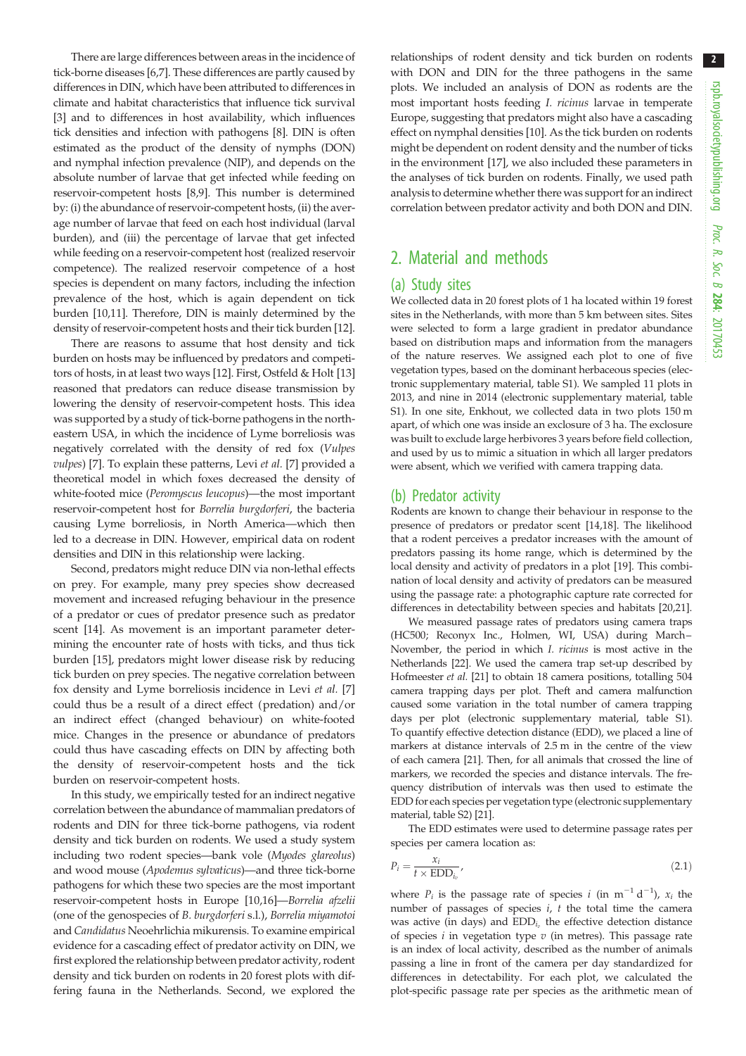There are large differences between areas in the incidence of tick-borne diseases [6,7]. These differences are partly caused by differences in DIN, which have been attributed to differences in climate and habitat characteristics that influence tick survival [3] and to differences in host availability, which influences tick densities and infection with pathogens [8]. DIN is often estimated as the product of the density of nymphs (DON) and nymphal infection prevalence (NIP), and depends on the absolute number of larvae that get infected while feeding on reservoir-competent hosts [8,9]. This number is determined by: (i) the abundance of reservoir-competent hosts, (ii) the average number of larvae that feed on each host individual (larval burden), and (iii) the percentage of larvae that get infected while feeding on a reservoir-competent host (realized reservoir competence). The realized reservoir competence of a host species is dependent on many factors, including the infection prevalence of the host, which is again dependent on tick burden [10,11]. Therefore, DIN is mainly determined by the density of reservoir-competent hosts and their tick burden [12].

There are reasons to assume that host density and tick burden on hosts may be influenced by predators and competitors of hosts, in at least two ways [12]. First, Ostfeld & Holt [13] reasoned that predators can reduce disease transmission by lowering the density of reservoir-competent hosts. This idea was supported by a study of tick-borne pathogens in the north-eastern USA, in which the incidence of Lyme borreliosis was negatively correlated with the density of red fox (*Vulpes vulpes*) [7]. To explain these patterns, Levi *et al.* [7] provided a theoretical model in which foxes decreased the density of white-footed mice (*Peromyscus leucopus*)—the most important reservoir-competent host for *Borrelia burgdorferi*, the bacteria causing Lyme borreliosis, in North America—which then led to a decrease in DIN. However, empirical data on rodent densities and DIN in this relationship were lacking.

Second, predators might reduce DIN via non-lethal effects on prey. For example, many prey species show decreased movement and increased refuging behaviour in the presence of a predator or cues of predator presence such as predator scent [14]. As movement is an important parameter determining the encounter rate of hosts with ticks, and thus tick burden [15], predators might lower disease risk by reducing tick burden on prey species. The negative correlation between fox density and Lyme borreliosis incidence in Levi *et al.* [7] could thus be a result of a direct effect (predation) and/or an indirect effect (changed behaviour) on white-footed mice. Changes in the presence or abundance of predators could thus have cascading effects on DIN by affecting both the density of reservoir-competent hosts and the tick burden on reservoir-competent hosts.

In this study, we empirically tested for an indirect negative correlation between the abundance of mammalian predators of rodents and DIN for three tick-borne pathogens, via rodent density and tick burden on rodents. We used a study system including two rodent species—bank vole (*Myodes glareolus*) and wood mouse (*Apodemus sylvaticus*)—and three tick-borne pathogens for which these two species are the most important reservoir-competent hosts in Europe [10,16]—*Borrelia afzelii* (one of the genospecies of *B. burgdorferi* s.l.), *Borrelia miyamotoi* and *Candidatus* Neoehrlichia mikurensis. To examine empirical evidence for a cascading effect of predator activity on DIN, we first explored the relationship between predator activity, rodent density and tick burden on rodents in 20 forest plots with differing fauna in the Netherlands. Second, we explored the relationships of rodent density and tick burden on rodents with DON and DIN for the three pathogens in the same plots. We included an analysis of DON as rodents are the most important hosts feeding *I. ricinus* larvae in temperate Europe, suggesting that predators might also have a cascading effect on nymphal densities [10]. As the tick burden on rodents might be dependent on rodent density and the number of ticks in the environment [17], we also included these parameters in the analyses of tick burden on rodents. Finally, we used path analysis to determine whether there was support for an indirect correlation between predator activity and both DON and DIN.

## 2. Material and methods

### (a) Study sites

We collected data in 20 forest plots of 1 ha located within 19 forest sites in the Netherlands, with more than 5 km between sites. Sites were selected to form a large gradient in predator abundance based on distribution maps and information from the managers of the nature reserves. We assigned each plot to one of five vegetation types, based on the dominant herbaceous species (electronic supplementary material, table S1). We sampled 11 plots in 2013, and nine in 2014 (electronic supplementary material, table S1). In one site, Enkhout, we collected data in two plots 150 m apart, of which one was inside an exclosure of 3 ha. The exclosure was built to exclude large herbivores 3 years before field collection, and used by us to mimic a situation in which all larger predators were absent, which we verified with camera trapping data.

### (b) Predator activity

Rodents are known to change their behaviour in response to the presence of predators or predator scent [14,18]. The likelihood that a rodent perceives a predator increases with the amount of predators passing its home range, which is determined by the local density and activity of predators in a plot [19]. This combination of local density and activity of predators can be measured using the passage rate: a photographic capture rate corrected for differences in detectability between species and habitats [20,21].

We measured passage rates of predators using camera traps (HC500; Reconyx Inc., Holmen, WI, USA) during March–November, the period in which *I. ricinus* is most active in the Netherlands [22]. We used the camera trap set-up described by Hofmeester *et al.* [21] to obtain 18 camera positions, totalling 504 camera trapping days per plot. Theft and camera malfunction caused some variation in the total number of camera trapping days per plot (electronic supplementary material, table S1). To quantify effective detection distance (EDD), we placed a line of markers at distance intervals of 2.5 m in the centre of the view of each camera [21]. Then, for all animals that crossed the line of markers, we recorded the species and distance intervals. The frequency distribution of intervals was then used to estimate the EDD for each species per vegetation type (electronic supplementary material, table S2) [21].

The EDD estimates were used to determine passage rates per species per camera location as:

$$P_i = \frac{x_i}{t \times \mathrm{EDD}_{i_v}}, \tag{2.1}$$

where $P_i$ is the passage rate of species $i$ (in $\mathrm{m}^{-1}\,\mathrm{d}^{-1}$), $x_i$ the number of passages of species $i$, $t$ the total time the camera was active (in days) and $\mathrm{EDD}_{i_v}$ the effective detection distance of species $i$ in vegetation type $v$ (in metres). This passage rate is an index of local activity, described as the number of animals passing a line in front of the camera per day standardized for differences in detectability. For each plot, we calculated the plot-specific passage rate per species as the arithmetic mean of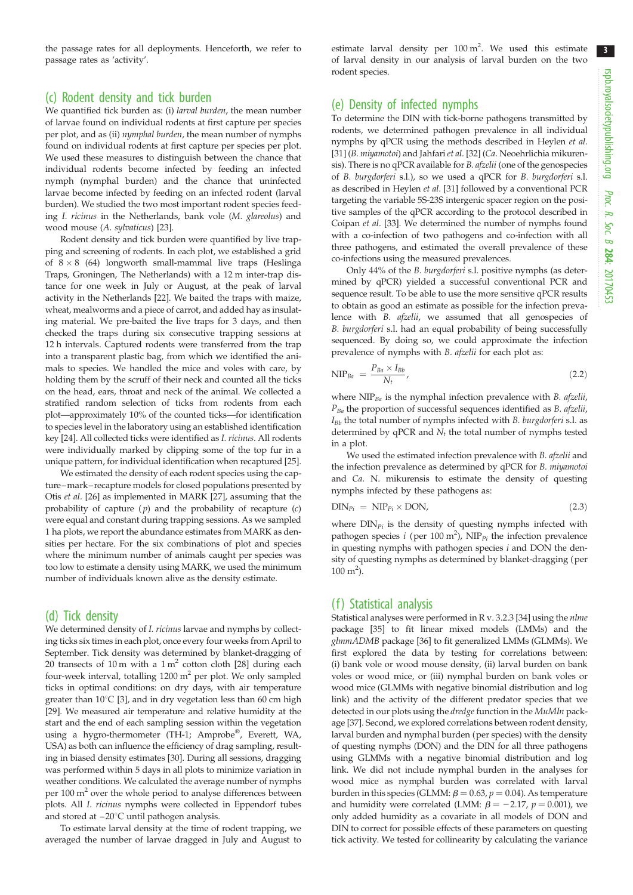the passage rates for all deployments. Henceforth, we refer to passage rates as 'activity'.

## (c) Rodent density and tick burden

We quantified tick burden as: (i) *larval burden*, the mean number of larvae found on individual rodents at first capture per species per plot, and as (ii) *nymphal burden*, the mean number of nymphs found on individual rodents at first capture per species per plot. We used these measures to distinguish between the chance that individual rodents become infected by feeding on an infected nymph (nymphal burden) and the chance that uninfected larvae become infected by feeding on an infected rodent (larval burden). We studied the two most important rodent species feeding *I. ricinus* in the Netherlands, bank vole (*M. glareolus*) and wood mouse (*A. sylvaticus*) [23].

Rodent density and tick burden were quantified by live trapping and screening of rodents. In each plot, we established a grid of 8 × 8 (64) longworth small-mammal live traps (Heslinga Traps, Groningen, The Netherlands) with a 12 m inter-trap distance for one week in July or August, at the peak of larval activity in the Netherlands [22]. We baited the traps with maize, wheat, mealworms and a piece of carrot, and added hay as insulating material. We pre-baited the live traps for 3 days, and then checked the traps during six consecutive trapping sessions at 12 h intervals. Captured rodents were transferred from the trap into a transparent plastic bag, from which we identified the animals to species. We handled the mice and voles with care, by holding them by the scruff of their neck and counted all the ticks on the head, ears, throat and neck of the animal. We collected a stratified random selection of ticks from rodents from each plot—approximately 10% of the counted ticks—for identification to species level in the laboratory using an established identification key [24]. All collected ticks were identified as *I. ricinus*. All rodents were individually marked by clipping some of the top fur in a unique pattern, for individual identification when recaptured [25].

We estimated the density of each rodent species using the capture–mark–recapture models for closed populations presented by Otis *et al.* [26] as implemented in MARK [27], assuming that the probability of capture ($p$) and the probability of recapture ($c$) were equal and constant during trapping sessions. As we sampled 1 ha plots, we report the abundance estimates from MARK as densities per hectare. For the six combinations of plot and species where the minimum number of animals caught per species was too low to estimate a density using MARK, we used the minimum number of individuals known alive as the density estimate.

## (d) Tick density

We determined density of *I. ricinus* larvae and nymphs by collecting ticks six times in each plot, once every four weeks from April to September. Tick density was determined by blanket-dragging of 20 transects of 10 m with a 1 m$^2$ cotton cloth [28] during each four-week interval, totalling 1200 m$^2$ per plot. We only sampled ticks in optimal conditions: on dry days, with air temperature greater than 10°C [3], and in dry vegetation less than 60 cm high [29]. We measured air temperature and relative humidity at the start and the end of each sampling session within the vegetation using a hygro-thermometer (TH-1; Amprobe®, Everett, WA, USA) as both can influence the efficiency of drag sampling, resulting in biased density estimates [30]. During all sessions, dragging was performed within 5 days in all plots to minimize variation in weather conditions. We calculated the average number of nymphs per 100 m$^2$ over the whole period to analyse differences between plots. All *I. ricinus* nymphs were collected in Eppendorf tubes and stored at −20°C until pathogen analysis.

To estimate larval density at the time of rodent trapping, we averaged the number of larvae dragged in July and August to estimate larval density per 100 m$^2$. We used this estimate of larval density in our analysis of larval burden on the two rodent species.

## (e) Density of infected nymphs

To determine the DIN with tick-borne pathogens transmitted by rodents, we determined pathogen prevalence in all individual nymphs by qPCR using the methods described in Heylen *et al.* [31] (*B. miyamotoi*) and Jahfari *et al.* [32] (*Ca.* Neoehrlichia mikurensis). There is no qPCR available for *B. afzelii* (one of the genospecies of *B. burgdorferi* s.l.), so we used a qPCR for *B. burgdorferi* s.l. as described in Heylen *et al.* [31] followed by a conventional PCR targeting the variable 5S-23S intergenic spacer region on the positive samples of the qPCR according to the protocol described in Coipan *et al.* [33]. We determined the number of nymphs found with a co-infection of two pathogens and co-infection with all three pathogens, and estimated the overall prevalence of these co-infections using the measured prevalences.

Only 44% of the *B. burgdorferi* s.l. positive nymphs (as determined by qPCR) yielded a successful conventional PCR and sequence result. To be able to use the more sensitive qPCR results to obtain as good an estimate as possible for the infection prevalence with *B. afzelii*, we assumed that all genospecies of *B. burgdorferi* s.l. had an equal probability of being successfully sequenced. By doing so, we could approximate the infection prevalence of nymphs with *B. afzelii* for each plot as:

$$\mathrm{NIP}_{Ba} = \frac{P_{Ba} \times I_{Bb}}{N_t}, \tag{2.2}$$

where $\mathrm{NIP}_{Ba}$ is the nymphal infection prevalence with *B. afzelii*, $P_{Ba}$ the proportion of successful sequences identified as *B. afzelii*, $I_{Bb}$ the total number of nymphs infected with *B. burgdorferi* s.l. as determined by qPCR and $N_t$ the total number of nymphs tested in a plot.

We used the estimated infection prevalence with *B. afzelii* and the infection prevalence as determined by qPCR for *B. miyamotoi* and *Ca.* N. mikurensis to estimate the density of questing nymphs infected by these pathogens as:

$$\mathrm{DIN}_{Pi} = \mathrm{NIP}_{Pi} \times \mathrm{DON}, \tag{2.3}$$

where $\mathrm{DIN}_{Pi}$ is the density of questing nymphs infected with pathogen species $i$ (per 100 m$^2$), $\mathrm{NIP}_{Pi}$ the infection prevalence in questing nymphs with pathogen species $i$ and DON the density of questing nymphs as determined by blanket-dragging (per 100 m$^2$).

## (f) Statistical analysis

Statistical analyses were performed in R v. 3.2.3 [34] using the *nlme* package [35] to fit linear mixed models (LMMs) and the *glmmADMB* package [36] to fit generalized LMMs (GLMMs). We first explored the data by testing for correlations between: (i) bank vole or wood mouse density, (ii) larval burden on bank voles or wood mice, or (iii) nymphal burden on bank voles or wood mice (GLMMs with negative binomial distribution and log link) and the activity of the different predator species that we detected in our plots using the *dredge* function in the *MuMIn* package [37]. Second, we explored correlations between rodent density, larval burden and nymphal burden (per species) with the density of questing nymphs (DON) and the DIN for all three pathogens using GLMMs with a negative binomial distribution and log link. We did not include nymphal burden in the analyses for wood mice as nymphal burden was correlated with larval burden in this species (GLMM: $\beta = 0.63$, $p = 0.04$). As temperature and humidity were correlated (LMM: $\beta = -2.17$, $p = 0.001$), we only added humidity as a covariate in all models of DON and DIN to correct for possible effects of these parameters on questing tick activity. We tested for collinearity by calculating the variance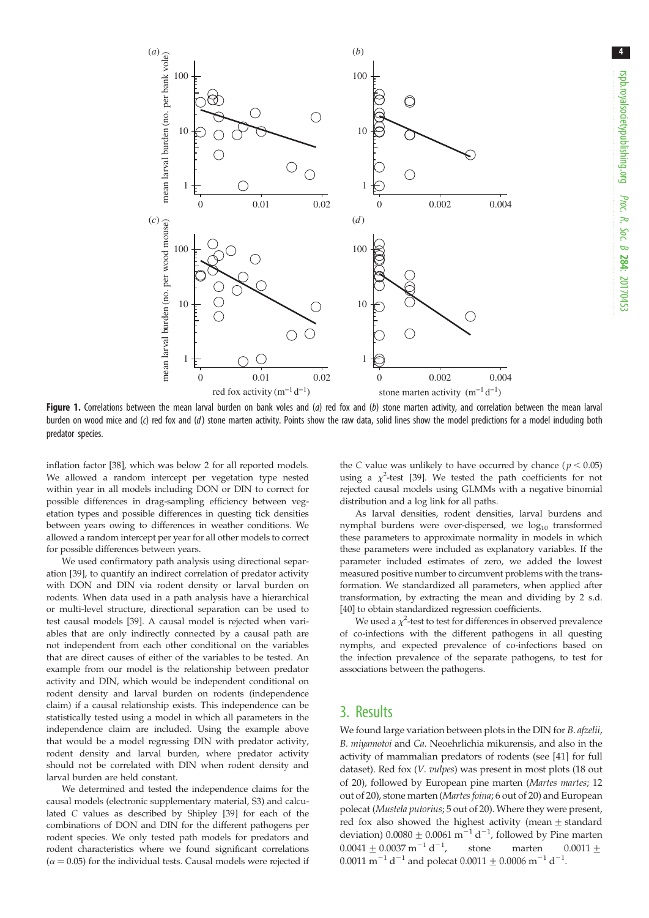**Figure 1.** Correlations between the mean larval burden on bank voles and (*a*) red fox and (*b*) stone marten activity, and correlation between the mean larval burden on wood mice and (*c*) red fox and (*d*) stone marten activity. Points show the raw data, solid lines show the model predictions for a model including both predator species.

inflation factor [38], which was below 2 for all reported models. We allowed a random intercept per vegetation type nested within year in all models including DON or DIN to correct for possible differences in drag-sampling efficiency between vegetation types and possible differences in questing tick densities between years owing to differences in weather conditions. We allowed a random intercept per year for all other models to correct for possible differences between years.

We used confirmatory path analysis using directional separation [39], to quantify an indirect correlation of predator activity with DON and DIN via rodent density or larval burden on rodents. When data used in a path analysis have a hierarchical or multi-level structure, directional separation can be used to test causal models [39]. A causal model is rejected when variables that are only indirectly connected by a causal path are not independent from each other conditional on the variables that are direct causes of either of the variables to be tested. An example from our model is the relationship between predator activity and DIN, which would be independent conditional on rodent density and larval burden on rodents (independence claim) if a causal relationship exists. This independence can be statistically tested using a model in which all parameters in the independence claim are included. Using the example above that would be a model regressing DIN with predator activity, rodent density and larval burden, where predator activity should not be correlated with DIN when rodent density and larval burden are held constant.

We determined and tested the independence claims for the causal models (electronic supplementary material, S3) and calculated *C* values as described by Shipley [39] for each of the combinations of DON and DIN for the different pathogens per rodent species. We only tested path models for predators and rodent characteristics where we found significant correlations ($\alpha = 0.05$) for the individual tests. Causal models were rejected if the *C* value was unlikely to have occurred by chance ($p < 0.05$) using a $\chi^2$-test [39]. We tested the path coefficients for not rejected causal models using GLMMs with a negative binomial distribution and a log link for all paths.

As larval densities, rodent densities, larval burdens and nymphal burdens were over-dispersed, we $\log_{10}$ transformed these parameters to approximate normality in models in which these parameters were included as explanatory variables. If the parameter included estimates of zero, we added the lowest measured positive number to circumvent problems with the transformation. We standardized all parameters, when applied after transformation, by extracting the mean and dividing by 2 s.d. [40] to obtain standardized regression coefficients.

We used a $\chi^2$-test to test for differences in observed prevalence of co-infections with the different pathogens in all questing nymphs, and expected prevalence of co-infections based on the infection prevalence of the separate pathogens, to test for associations between the pathogens.

## 3. Results

We found large variation between plots in the DIN for *B. afzelii*, *B. miyamotoi* and *Ca.* Neoehrlichia mikurensis, and also in the activity of mammalian predators of rodents (see [41] for full dataset). Red fox (*V. vulpes*) was present in most plots (18 out of 20), followed by European pine marten (*Martes martes*; 12 out of 20), stone marten (*Martes foina*; 6 out of 20) and European polecat (*Mustela putorius*; 5 out of 20). Where they were present, red fox also showed the highest activity (mean ± standard deviation) $0.0080 \pm 0.0061\ \mathrm{m^{-1}\,d^{-1}}$, followed by Pine marten $0.0041 \pm 0.0037\ \mathrm{m^{-1}\,d^{-1}}$, stone marten $0.0011 \pm 0.0011\ \mathrm{m^{-1}\,d^{-1}}$ and polecat $0.0011 \pm 0.0006\ \mathrm{m^{-1}\,d^{-1}}$.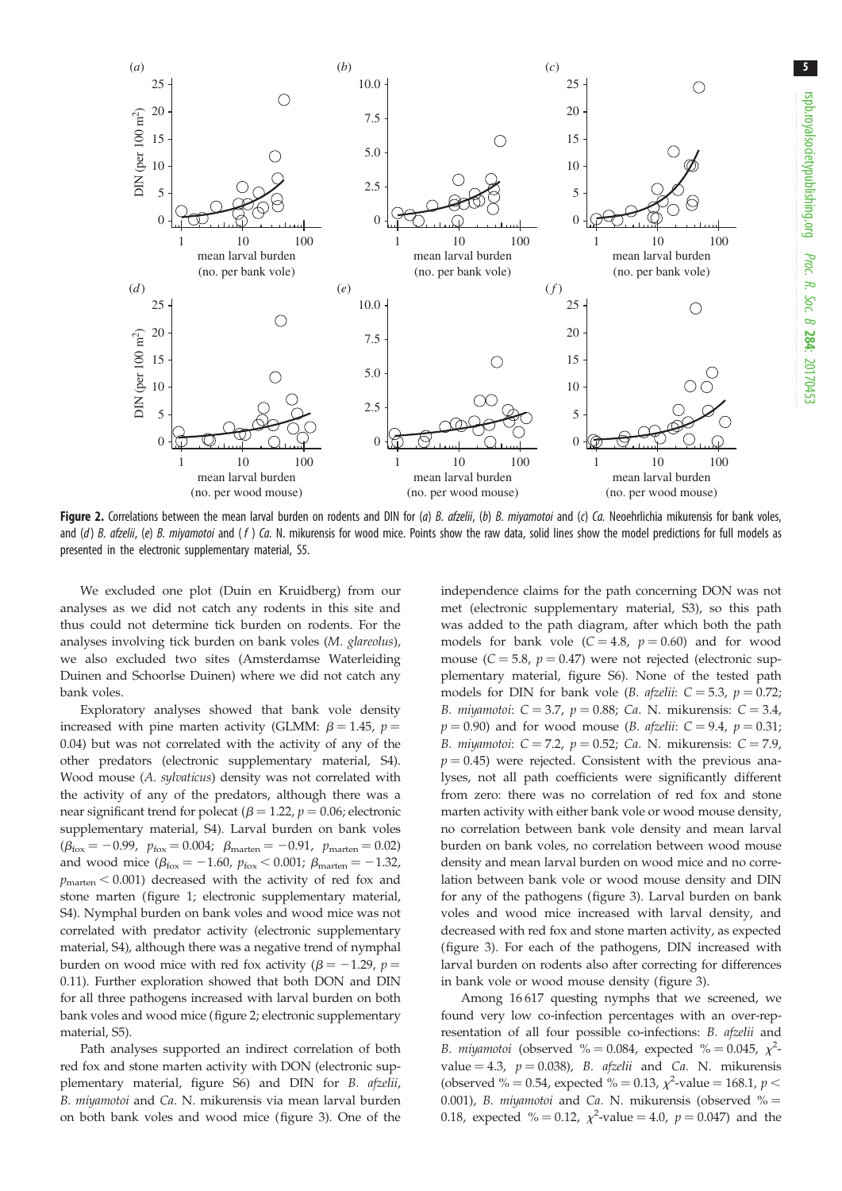**Figure 2.** Correlations between the mean larval burden on rodents and DIN for (*a*) *B. afzelii*, (*b*) *B. miyamotoi* and (*c*) *Ca.* Neoehrlichia mikurensis for bank voles, and (*d*) *B. afzelii*, (*e*) *B. miyamotoi* and (*f*) *Ca.* N. mikurensis for wood mice. Points show the raw data, solid lines show the model predictions for full models as presented in the electronic supplementary material, S5.

We excluded one plot (Duin en Kruidberg) from our analyses as we did not catch any rodents in this site and thus could not determine tick burden on rodents. For the analyses involving tick burden on bank voles (*M. glareolus*), we also excluded two sites (Amsterdamse Waterleiding Duinen and Schoorlse Duinen) where we did not catch any bank voles.

Exploratory analyses showed that bank vole density increased with pine marten activity (GLMM: $\beta = 1.45$, $p = 0.04$) but was not correlated with the activity of any of the other predators (electronic supplementary material, S4). Wood mouse (*A. sylvaticus*) density was not correlated with the activity of any of the predators, although there was a near significant trend for polecat ($\beta = 1.22$, $p = 0.06$; electronic supplementary material, S4). Larval burden on bank voles ($\beta_{\text{fox}} = -0.99$, $p_{\text{fox}} = 0.004$; $\beta_{\text{marten}} = -0.91$, $p_{\text{marten}} = 0.02$) and wood mice ($\beta_{\text{fox}} = -1.60$, $p_{\text{fox}} < 0.001$; $\beta_{\text{marten}} = -1.32$, $p_{\text{marten}} < 0.001$) decreased with the activity of red fox and stone marten (figure 1; electronic supplementary material, S4). Nymphal burden on bank voles and wood mice was not correlated with predator activity (electronic supplementary material, S4), although there was a negative trend of nymphal burden on wood mice with red fox activity ($\beta = -1.29$, $p = 0.11$). Further exploration showed that both DON and DIN for all three pathogens increased with larval burden on both bank voles and wood mice (figure 2; electronic supplementary material, S5).

Path analyses supported an indirect correlation of both red fox and stone marten activity with DON (electronic supplementary material, figure S6) and DIN for *B. afzelii*, *B. miyamotoi* and *Ca.* N. mikurensis via mean larval burden on both bank voles and wood mice (figure 3). One of the independence claims for the path concerning DON was not met (electronic supplementary material, S3), so this path was added to the path diagram, after which both the path models for bank vole ($C = 4.8$, $p = 0.60$) and for wood mouse ($C = 5.8$, $p = 0.47$) were not rejected (electronic supplementary material, figure S6). None of the tested path models for DIN for bank vole (*B. afzelii*: $C = 5.3$, $p = 0.72$; *B. miyamotoi*: $C = 3.7$, $p = 0.88$; *Ca.* N. mikurensis: $C = 3.4$, $p = 0.90$) and for wood mouse (*B. afzelii*: $C = 9.4$, $p = 0.31$; *B. miyamotoi*: $C = 7.2$, $p = 0.52$; *Ca.* N. mikurensis: $C = 7.9$, $p = 0.45$) were rejected. Consistent with the previous analyses, not all path coefficients were significantly different from zero: there was no correlation of red fox and stone marten activity with either bank vole or wood mouse density, no correlation between bank vole density and mean larval burden on bank voles, no correlation between wood mouse density and mean larval burden on wood mice and no correlation between bank vole or wood mouse density and DIN for any of the pathogens (figure 3). Larval burden on bank voles and wood mice increased with larval density, and decreased with red fox and stone marten activity, as expected (figure 3). For each of the pathogens, DIN increased with larval burden on rodents also after correcting for differences in bank vole or wood mouse density (figure 3).

Among 16 617 questing nymphs that we screened, we found very low co-infection percentages with an over-representation of all four possible co-infections: *B. afzelii* and *B. miyamotoi* (observed % = 0.084, expected % = 0.045, $\chi^2$-value = 4.3, $p = 0.038$), *B. afzelii* and *Ca.* N. mikurensis (observed % = 0.54, expected % = 0.13, $\chi^2$-value = 168.1, $p < 0.001$), *B. miyamotoi* and *Ca.* N. mikurensis (observed % = 0.18, expected % = 0.12, $\chi^2$-value = 4.0, $p = 0.047$) and the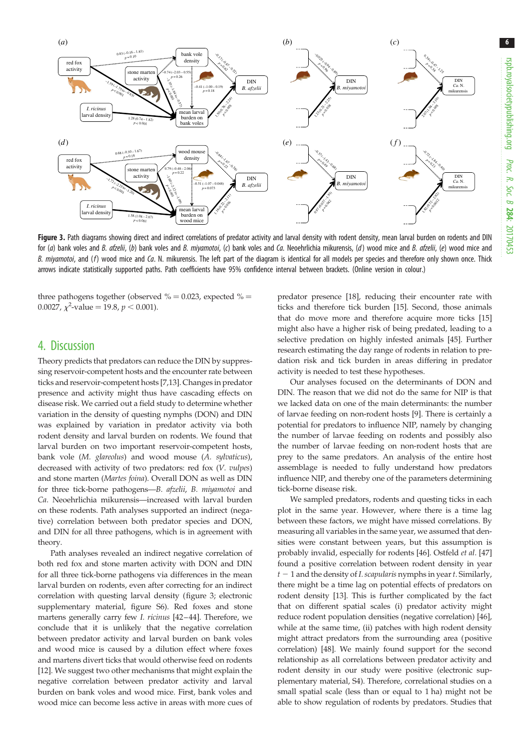**Figure 3.** Path diagrams showing direct and indirect correlations of predator activity and larval density with rodent density, mean larval burden on rodents and DIN for (*a*) bank voles and *B. afzelii*, (*b*) bank voles and *B. miyamotoi*, (*c*) bank voles and *Ca.* Neoehrlichia mikurensis, (*d*) wood mice and *B. afzelii*, (*e*) wood mice and *B. miyamotoi*, and (*f*) wood mice and *Ca.* N. mikurensis. The left part of the diagram is identical for all models per species and therefore only shown once. Thick arrows indicate statistically supported paths. Path coefficients have 95% confidence interval between brackets. (Online version in colour.)

three pathogens together (observed % = 0.023, expected % = 0.0027, $\chi^2$-value = 19.8, $p < 0.001$).

## 4. Discussion

Theory predicts that predators can reduce the DIN by suppressing reservoir-competent hosts and the encounter rate between ticks and reservoir-competent hosts [7,13]. Changes in predator presence and activity might thus have cascading effects on disease risk. We carried out a field study to determine whether variation in the density of questing nymphs (DON) and DIN was explained by variation in predator activity via both rodent density and larval burden on rodents. We found that larval burden on two important reservoir-competent hosts, bank vole (*M. glareolus*) and wood mouse (*A. sylvaticus*), decreased with activity of two predators: red fox (*V. vulpes*) and stone marten (*Martes foina*). Overall DON as well as DIN for three tick-borne pathogens—*B. afzelii*, *B. miyamotoi* and *Ca.* Neoehrlichia mikurensis—increased with larval burden on these rodents. Path analyses supported an indirect (negative) correlation between both predator species and DON, and DIN for all three pathogens, which is in agreement with theory.

Path analyses revealed an indirect negative correlation of both red fox and stone marten activity with DON and DIN for all three tick-borne pathogens via differences in the mean larval burden on rodents, even after correcting for an indirect correlation with questing larval density (figure 3; electronic supplementary material, figure S6). Red foxes and stone martens generally carry few *I. ricinus* [42–44]. Therefore, we conclude that it is unlikely that the negative correlation between predator activity and larval burden on bank voles and wood mice is caused by a dilution effect where foxes and martens divert ticks that would otherwise feed on rodents [12]. We suggest two other mechanisms that might explain the negative correlation between predator activity and larval burden on bank voles and wood mice. First, bank voles and wood mice can become less active in areas with more cues of predator presence [18], reducing their encounter rate with ticks and therefore tick burden [15]. Second, those animals that do move more and therefore acquire more ticks [15] might also have a higher risk of being predated, leading to a selective predation on highly infested animals [45]. Further research estimating the day range of rodents in relation to predation risk and tick burden in areas differing in predator activity is needed to test these hypotheses.

Our analyses focused on the determinants of DON and DIN. The reason that we did not do the same for NIP is that we lacked data on one of the main determinants: the number of larvae feeding on non-rodent hosts [9]. There is certainly a potential for predators to influence NIP, namely by changing the number of larvae feeding on rodents and possibly also the number of larvae feeding on non-rodent hosts that are prey to the same predators. An analysis of the entire host assemblage is needed to fully understand how predators influence NIP, and thereby one of the parameters determining tick-borne disease risk.

We sampled predators, rodents and questing ticks in each plot in the same year. However, where there is a time lag between these factors, we might have missed correlations. By measuring all variables in the same year, we assumed that densities were constant between years, but this assumption is probably invalid, especially for rodents [46]. Ostfeld *et al.* [47] found a positive correlation between rodent density in year $t-1$ and the density of *I. scapularis* nymphs in year *t*. Similarly, there might be a time lag on potential effects of predators on rodent density [13]. This is further complicated by the fact that on different spatial scales (i) predator activity might reduce rodent population densities (negative correlation) [46], while at the same time, (ii) patches with high rodent density might attract predators from the surrounding area (positive correlation) [48]. We mainly found support for the second relationship as all correlations between predator activity and rodent density in our study were positive (electronic supplementary material, S4). Therefore, correlational studies on a small spatial scale (less than or equal to 1 ha) might not be able to show regulation of rodents by predators. Studies that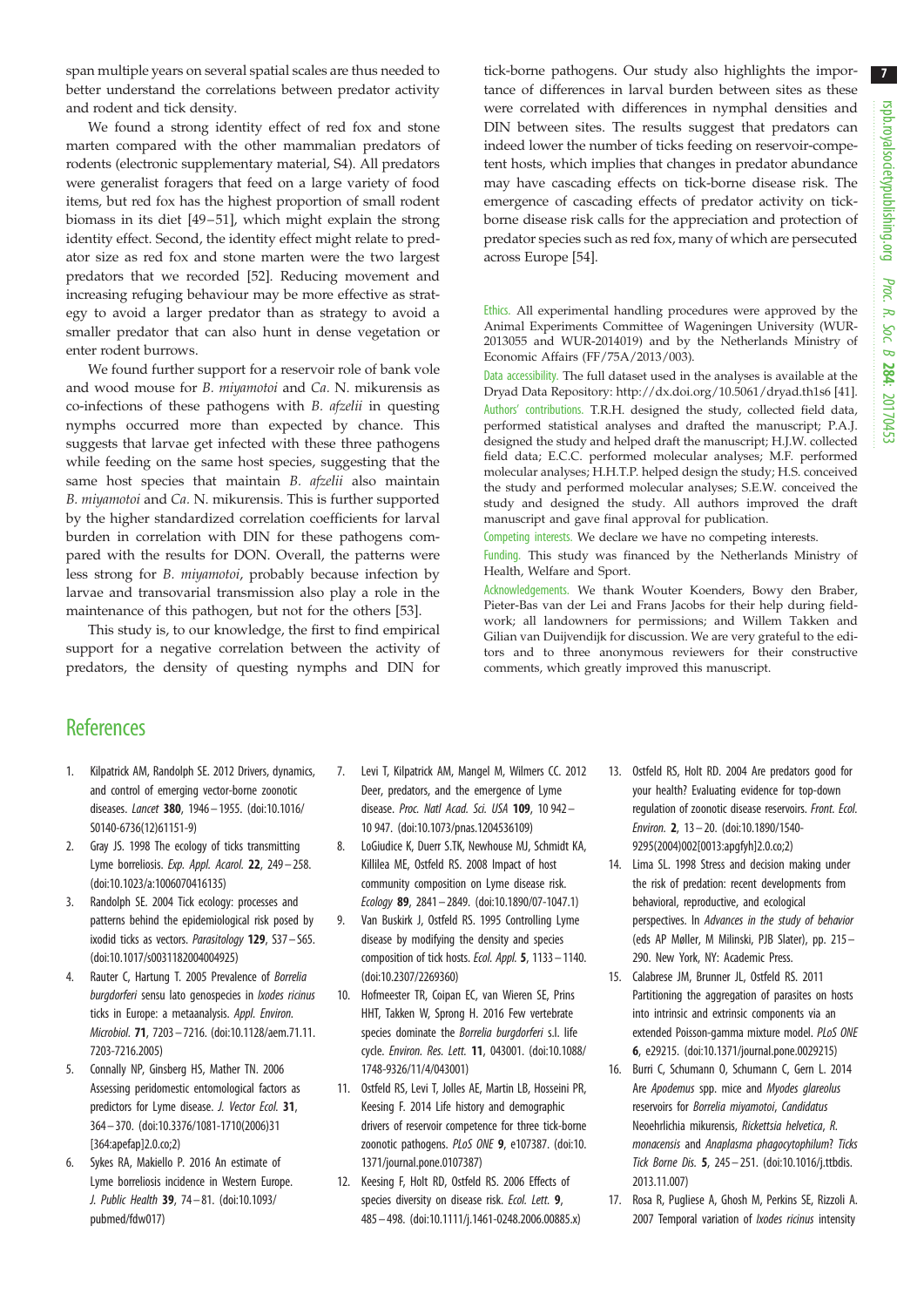span multiple years on several spatial scales are thus needed to better understand the correlations between predator activity and rodent and tick density.

We found a strong identity effect of red fox and stone marten compared with the other mammalian predators of rodents (electronic supplementary material, S4). All predators were generalist foragers that feed on a large variety of food items, but red fox has the highest proportion of small rodent biomass in its diet [49–51], which might explain the strong identity effect. Second, the identity effect might relate to predator size as red fox and stone marten were the two largest predators that we recorded [52]. Reducing movement and increasing refuging behaviour may be more effective as strategy to avoid a larger predator than as strategy to avoid a smaller predator that can also hunt in dense vegetation or enter rodent burrows.

We found further support for a reservoir role of bank vole and wood mouse for *B. miyamotoi* and *Ca.* N. mikurensis as co-infections of these pathogens with *B. afzelii* in questing nymphs occurred more than expected by chance. This suggests that larvae get infected with these three pathogens while feeding on the same host species, suggesting that the same host species that maintain *B. afzelii* also maintain *B. miyamotoi* and *Ca.* N. mikurensis. This is further supported by the higher standardized correlation coefficients for larval burden in correlation with DIN for these pathogens compared with the results for DON. Overall, the patterns were less strong for *B. miyamotoi*, probably because infection by larvae and transovarial transmission also play a role in the maintenance of this pathogen, but not for the others [53].

This study is, to our knowledge, the first to find empirical support for a negative correlation between the activity of predators, the density of questing nymphs and DIN for tick-borne pathogens. Our study also highlights the importance of differences in larval burden between sites as these were correlated with differences in nymphal densities and DIN between sites. The results suggest that predators can indeed lower the number of ticks feeding on reservoir-competent hosts, which implies that changes in predator abundance may have cascading effects on tick-borne disease risk. The emergence of cascading effects of predator activity on tick-borne disease risk calls for the appreciation and protection of predator species such as red fox, many of which are persecuted across Europe [54].

Ethics. All experimental handling procedures were approved by the Animal Experiments Committee of Wageningen University (WUR-2013055 and WUR-2014019) and by the Netherlands Ministry of Economic Affairs (FF/75A/2013/003).

Data accessibility. The full dataset used in the analyses is available at the Dryad Data Repository: http://dx.doi.org/10.5061/dryad.th1s6 [41].

Authors' contributions. T.R.H. designed the study, collected field data, performed statistical analyses and drafted the manuscript; P.A.J. designed the study and helped draft the manuscript; H.J.W. collected field data; E.C.C. performed molecular analyses; M.F. performed molecular analyses; H.H.T.P. helped design the study; H.S. conceived the study and performed molecular analyses; S.E.W. conceived the study and designed the study. All authors improved the draft manuscript and gave final approval for publication.

Competing interests. We declare we have no competing interests.

Funding. This study was financed by the Netherlands Ministry of Health, Welfare and Sport.

Acknowledgements. We thank Wouter Koenders, Bowy den Braber, Pieter-Bas van der Lei and Frans Jacobs for their help during fieldwork; all landowners for permissions; and Willem Takken and Gilian van Duijvendijk for discussion. We are very grateful to the editors and to three anonymous reviewers for their constructive comments, which greatly improved this manuscript.

## References

1. Kilpatrick AM, Randolph SE. 2012 Drivers, dynamics, and control of emerging vector-borne zoonotic diseases. *Lancet* **380**, 1946–1955. (doi:10.1016/S0140-6736(12)61151-9)
2. Gray JS. 1998 The ecology of ticks transmitting Lyme borreliosis. *Exp. Appl. Acarol.* **22**, 249–258. (doi:10.1023/a:1006070416135)
3. Randolph SE. 2004 Tick ecology: processes and patterns behind the epidemiological risk posed by ixodid ticks as vectors. *Parasitology* **129**, S37–S65. (doi:10.1017/s0031182004004925)
4. Rauter C, Hartung T. 2005 Prevalence of *Borrelia burgdorferi* sensu lato genospecies in *Ixodes ricinus* ticks in Europe: a metaanalysis. *Appl. Environ. Microbiol.* **71**, 7203–7216. (doi:10.1128/aem.71.11.7203-7216.2005)
5. Connally NP, Ginsberg HS, Mather TN. 2006 Assessing peridomestic entomological factors as predictors for Lyme disease. *J. Vector Ecol.* **31**, 364–370. (doi:10.3376/1081-1710(2006)31[364:apefap]2.0.co;2)
6. Sykes RA, Makiello P. 2016 An estimate of Lyme borreliosis incidence in Western Europe. *J. Public Health* **39**, 74–81. (doi:10.1093/pubmed/fdw017)
7. Levi T, Kilpatrick AM, Mangel M, Wilmers CC. 2012 Deer, predators, and the emergence of Lyme disease. *Proc. Natl Acad. Sci. USA* **109**, 10 942–10 947. (doi:10.1073/pnas.1204536109)
8. LoGiudice K, Duerr S.TK, Newhouse MJ, Schmidt KA, Killilea ME, Ostfeld RS. 2008 Impact of host community composition on Lyme disease risk. *Ecology* **89**, 2841–2849. (doi:10.1890/07-1047.1)
9. Van Buskirk J, Ostfeld RS. 1995 Controlling Lyme disease by modifying the density and species composition of tick hosts. *Ecol. Appl.* **5**, 1133–1140. (doi:10.2307/2269360)
10. Hofmeester TR, Coipan EC, van Wieren SE, Prins HHT, Takken W, Sprong H. 2016 Few vertebrate species dominate the *Borrelia burgdorferi* s.l. life cycle. *Environ. Res. Lett.* **11**, 043001. (doi:10.1088/1748-9326/11/4/043001)
11. Ostfeld RS, Levi T, Jolles AE, Martin LB, Hosseini PR, Keesing F. 2014 Life history and demographic drivers of reservoir competence for three tick-borne zoonotic pathogens. *PLoS ONE* **9**, e107387. (doi:10.1371/journal.pone.0107387)
12. Keesing F, Holt RD, Ostfeld RS. 2006 Effects of species diversity on disease risk. *Ecol. Lett.* **9**, 485–498. (doi:10.1111/j.1461-0248.2006.00885.x)
13. Ostfeld RS, Holt RD. 2004 Are predators good for your health? Evaluating evidence for top-down regulation of zoonotic disease reservoirs. *Front. Ecol. Environ.* **2**, 13–20. (doi:10.1890/1540-9295(2004)002[0013:apgfyh]2.0.co;2)
14. Lima SL. 1998 Stress and decision making under the risk of predation: recent developments from behavioral, reproductive, and ecological perspectives. In *Advances in the study of behavior* (eds AP Møller, M Milinski, PJB Slater), pp. 215–290. New York, NY: Academic Press.
15. Calabrese JM, Brunner JL, Ostfeld RS. 2011 Partitioning the aggregation of parasites on hosts into intrinsic and extrinsic components via an extended Poisson-gamma mixture model. *PLoS ONE* **6**, e29215. (doi:10.1371/journal.pone.0029215)
16. Burri C, Schumann O, Schumann C, Gern L. 2014 Are *Apodemus* spp. mice and *Myodes glareolus* reservoirs for *Borrelia miyamotoi*, *Candidatus* Neoehrlichia mikurensis, *Rickettsia helvetica*, *R. monacensis* and *Anaplasma phagocytophilum*? *Ticks Tick Borne Dis.* **5**, 245–251. (doi:10.1016/j.ttbdis.2013.11.007)
17. Rosa R, Pugliese A, Ghosh M, Perkins SE, Rizzoli A. 2007 Temporal variation of *Ixodes ricinus* intensity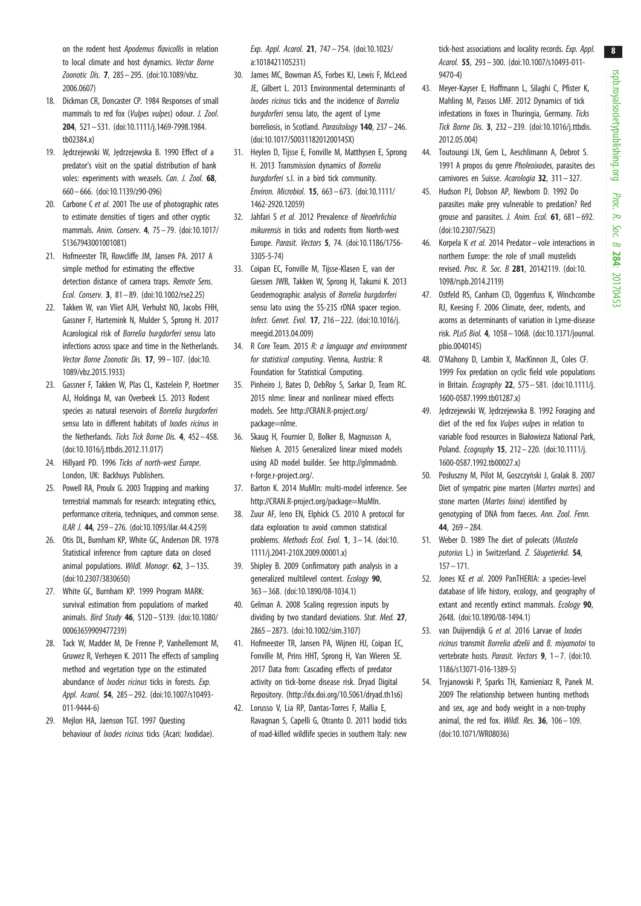on the rodent host *Apodemus flavicollis* in relation to local climate and host dynamics. *Vector Borne Zoonotic Dis.* **7**, 285–295. (doi:10.1089/vbz.2006.0607)

18. Dickman CR, Doncaster CP. 1984 Responses of small mammals to red fox (*Vulpes vulpes*) odour. *J. Zool.* **204**, 521–531. (doi:10.1111/j.1469-7998.1984.tb02384.x)
19. Jędrzejewski W, Jędrzejewska B. 1990 Effect of a predator's visit on the spatial distribution of bank voles: experiments with weasels. *Can. J. Zool.* **68**, 660–666. (doi:10.1139/z90-096)
20. Carbone C *et al.* 2001 The use of photographic rates to estimate densities of tigers and other cryptic mammals. *Anim. Conserv.* **4**, 75–79. (doi:10.1017/S1367943001001081)
21. Hofmeester TR, Rowcliffe JM, Jansen PA. 2017 A simple method for estimating the effective detection distance of camera traps. *Remote Sens. Ecol. Conserv.* **3**, 81–89. (doi:10.1002/rse2.25)
22. Takken W, van Vliet AJH, Verhulst NO, Jacobs FHH, Gassner F, Hartemink N, Mulder S, Sprong H. 2017 Acarological risk of *Borrelia burgdorferi* sensu lato infections across space and time in the Netherlands. *Vector Borne Zoonotic Dis.* **17**, 99–107. (doi:10.1089/vbz.2015.1933)
23. Gassner F, Takken W, Plas CL, Kastelein P, Hoetmer AJ, Holdinga M, van Overbeek LS. 2013 Rodent species as natural reservoirs of *Borrelia burgdorferi* sensu lato in different habitats of *Ixodes ricinus* in the Netherlands. *Ticks Tick Borne Dis.* **4**, 452–458. (doi:10.1016/j.ttbdis.2012.11.017)
24. Hillyard PD. 1996 *Ticks of north-west Europe*. London, UK: Backhuys Publishers.
25. Powell RA, Proulx G. 2003 Trapping and marking terrestrial mammals for research: integrating ethics, performance criteria, techniques, and common sense. *ILAR J.* **44**, 259–276. (doi:10.1093/ilar.44.4.259)
26. Otis DL, Burnham KP, White GC, Anderson DR. 1978 Statistical inference from capture data on closed animal populations. *Wildl. Monogr.* **62**, 3–135. (doi:10.2307/3830650)
27. White GC, Burnham KP. 1999 Program MARK: survival estimation from populations of marked animals. *Bird Study* **46**, S120–S139. (doi:10.1080/00063659909477239)
28. Tack W, Madder M, De Frenne P, Vanhellemont M, Gruwez R, Verheyen K. 2011 The effects of sampling method and vegetation type on the estimated abundance of *Ixodes ricinus* ticks in forests. *Exp. Appl. Acarol.* **54**, 285–292. (doi:10.1007/s10493-011-9444-6)
29. Mejlon HA, Jaenson TGT. 1997 Questing behaviour of *Ixodes ricinus* ticks (Acari: Ixodidae). *Exp. Appl. Acarol.* **21**, 747–754. (doi:10.1023/a:1018421105231)
30. James MC, Bowman AS, Forbes KJ, Lewis F, McLeod JE, Gilbert L. 2013 Environmental determinants of *Ixodes ricinus* ticks and the incidence of *Borrelia burgdorferi* sensu lato, the agent of Lyme borreliosis, in Scotland. *Parasitology* **140**, 237–246. (doi:10.1017/S003118201200145X)
31. Heylen D, Tijsse E, Fonville M, Matthysen E, Sprong H. 2013 Transmission dynamics of *Borrelia burgdorferi* s.l. in a bird tick community. *Environ. Microbiol.* **15**, 663–673. (doi:10.1111/1462-2920.12059)
32. Jahfari S *et al.* 2012 Prevalence of *Neoehrlichia mikurensis* in ticks and rodents from North-west Europe. *Parasit. Vectors* **5**, 74. (doi:10.1186/1756-3305-5-74)
33. Coipan EC, Fonville M, Tijsse-Klasen E, van der Giessen JWB, Takken W, Sprong H, Takumi K. 2013 Geodemographic analysis of *Borrelia burgdorferi* sensu lato using the 5S-23S rDNA spacer region. *Infect. Genet. Evol.* **17**, 216–222. (doi:10.1016/j.meegid.2013.04.009)
34. R Core Team. 2015 *R: a language and environment for statistical computing*. Vienna, Austria: R Foundation for Statistical Computing.
35. Pinheiro J, Bates D, DebRoy S, Sarkar D, Team RC. 2015 nlme: linear and nonlinear mixed effects models. See http://CRAN.R-project.org/package=nlme.
36. Skaug H, Fournier D, Bolker B, Magnusson A, Nielsen A. 2015 Generalized linear mixed models using AD model builder. See http://glmmadmb.r-forge.r-project.org/.
37. Barton K. 2014 MuMIn: multi-model inference. See http://CRAN.R-project.org/package=MuMIn.
38. Zuur AF, Ieno EN, Elphick CS. 2010 A protocol for data exploration to avoid common statistical problems. *Methods Ecol. Evol.* **1**, 3–14. (doi:10.1111/j.2041-210X.2009.00001.x)
39. Shipley B. 2009 Confirmatory path analysis in a generalized multilevel context. *Ecology* **90**, 363–368. (doi:10.1890/08-1034.1)
40. Gelman A. 2008 Scaling regression inputs by dividing by two standard deviations. *Stat. Med.* **27**, 2865–2873. (doi:10.1002/sim.3107)
41. Hofmeester TR, Jansen PA, Wijnen HJ, Coipan EC, Fonville M, Prins HHT, Sprong H, Van Wieren SE. 2017 Data from: Cascading effects of predator activity on tick-borne disease risk. Dryad Digital Repository. (http://dx.doi.org/10.5061/dryad.th1s6)
42. Lorusso V, Lia RP, Dantas-Torres F, Mallia E, Ravagnan S, Capelli G, Otranto D. 2011 Ixodid ticks of road-killed wildlife species in southern Italy: new tick-host associations and locality records. *Exp. Appl. Acarol.* **55**, 293–300. (doi:10.1007/s10493-011-9470-4)
43. Meyer-Kayser E, Hoffmann L, Silaghi C, Pfister K, Mahling M, Passos LMF. 2012 Dynamics of tick infestations in foxes in Thuringia, Germany. *Ticks Tick Borne Dis.* **3**, 232–239. (doi:10.1016/j.ttbdis.2012.05.004)
44. Toutoungi LN, Gern L, Aeschlimann A, Debrot S. 1991 A propos du genre *Pholeoixodes*, parasites des carnivores en Suisse. *Acarologia* **32**, 311–327.
45. Hudson PJ, Dobson AP, Newborn D. 1992 Do parasites make prey vulnerable to predation? Red grouse and parasites. *J. Anim. Ecol.* **61**, 681–692. (doi:10.2307/5623)
46. Korpela K *et al.* 2014 Predator–vole interactions in northern Europe: the role of small mustelids revised. *Proc. R. Soc. B* **281**, 20142119. (doi:10.1098/rspb.2014.2119)
47. Ostfeld RS, Canham CD, Oggenfuss K, Winchcombe RJ, Keesing F. 2006 Climate, deer, rodents, and acorns as determinants of variation in Lyme-disease risk. *PLoS Biol.* **4**, 1058–1068. (doi:10.1371/journal.pbio.0040145)
48. O'Mahony D, Lambin X, MacKinnon JL, Coles CF. 1999 Fox predation on cyclic field vole populations in Britain. *Ecography* **22**, 575–581. (doi:10.1111/j.1600-0587.1999.tb01287.x)
49. Jędrzejewski W, Jędrzejewska B. 1992 Foraging and diet of the red fox *Vulpes vulpes* in relation to variable food resources in Białowieza National Park, Poland. *Ecography* **15**, 212–220. (doi:10.1111/j.1600-0587.1992.tb00027.x)
50. Posłuszny M, Pilot M, Goszczyński J, Gralak B. 2007 Diet of sympatric pine marten (*Martes martes*) and stone marten (*Martes foina*) identified by genotyping of DNA from faeces. *Ann. Zool. Fenn.* **44**, 269–284.
51. Weber D. 1989 The diet of polecats (*Mustela putorius* L.) in Switzerland. *Z. Säugetierkd.* **54**, 157–171.
52. Jones KE *et al.* 2009 PanTHERIA: a species-level database of life history, ecology, and geography of extant and recently extinct mammals. *Ecology* **90**, 2648. (doi:10.1890/08-1494.1)
53. van Duijvendijk G *et al.* 2016 Larvae of *Ixodes ricinus* transmit *Borrelia afzelii* and *B. miyamotoi* to vertebrate hosts. *Parasit. Vectors* **9**, 1–7. (doi:10.1186/s13071-016-1389-5)
54. Tryjanowski P, Sparks TH, Kamieniarz R, Panek M. 2009 The relationship between hunting methods and sex, age and body weight in a non-trophy animal, the red fox. *Wildl. Res.* **36**, 106–109. (doi:10.1071/WR08036)